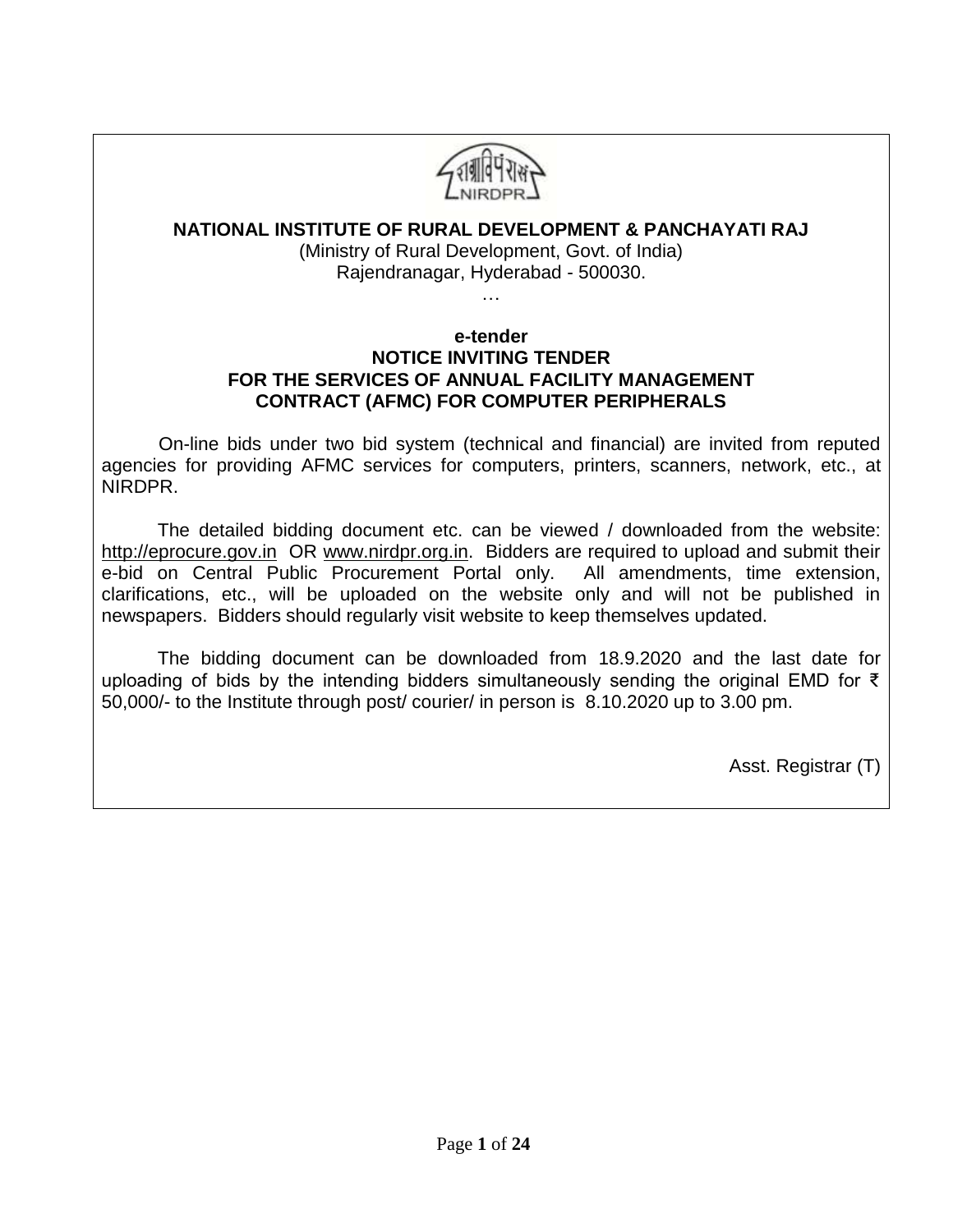**NATIONAL INSTITUTE OF RURAL DEVELOPMENT & PANCHAYATI RAJ**

(Ministry of Rural Development, Govt. of India)
Rajendranagar, Hyderabad - 500030.

…

**e-tender**

**NOTICE INVITING TENDER**
**FOR THE SERVICES OF ANNUAL FACILITY MANAGEMENT CONTRACT (AFMC) FOR COMPUTER PERIPHERALS**

On-line bids under two bid system (technical and financial) are invited from reputed agencies for providing AFMC services for computers, printers, scanners, network, etc., at NIRDPR.

The detailed bidding document etc. can be viewed / downloaded from the website: http://eprocure.gov.in OR www.nirdpr.org.in. Bidders are required to upload and submit their e-bid on Central Public Procurement Portal only. All amendments, time extension, clarifications, etc., will be uploaded on the website only and will not be published in newspapers. Bidders should regularly visit website to keep themselves updated.

The bidding document can be downloaded from 18.9.2020 and the last date for uploading of bids by the intending bidders simultaneously sending the original EMD for ₹ 50,000/- to the Institute through post/ courier/ in person is 8.10.2020 up to 3.00 pm.

Asst. Registrar (T)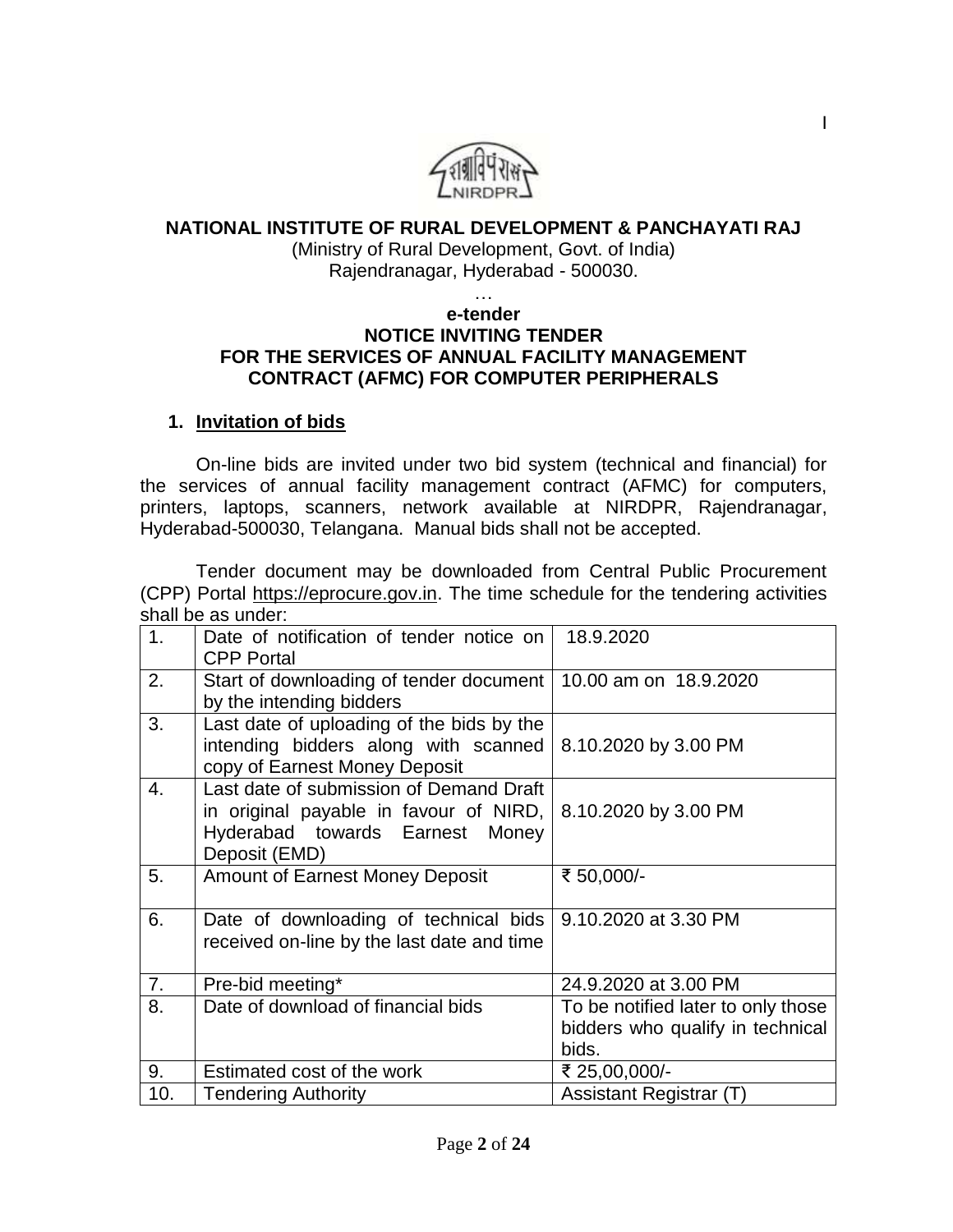**NATIONAL INSTITUTE OF RURAL DEVELOPMENT & PANCHAYATI RAJ**

(Ministry of Rural Development, Govt. of India)
Rajendranagar, Hyderabad - 500030.

…

**e-tender**
**NOTICE INVITING TENDER**
**FOR THE SERVICES OF ANNUAL FACILITY MANAGEMENT CONTRACT (AFMC) FOR COMPUTER PERIPHERALS**

## 1. Invitation of bids

On-line bids are invited under two bid system (technical and financial) for the services of annual facility management contract (AFMC) for computers, printers, laptops, scanners, network available at NIRDPR, Rajendranagar, Hyderabad-500030, Telangana. Manual bids shall not be accepted.

Tender document may be downloaded from Central Public Procurement (CPP) Portal https://eprocure.gov.in. The time schedule for the tendering activities shall be as under:

| | | |
|---|---|---|
| 1. | Date of notification of tender notice on CPP Portal | 18.9.2020 |
| 2. | Start of downloading of tender document by the intending bidders | 10.00 am on 18.9.2020 |
| 3. | Last date of uploading of the bids by the intending bidders along with scanned copy of Earnest Money Deposit | 8.10.2020 by 3.00 PM |
| 4. | Last date of submission of Demand Draft in original payable in favour of NIRD, Hyderabad towards Earnest Money Deposit (EMD) | 8.10.2020 by 3.00 PM |
| 5. | Amount of Earnest Money Deposit | ₹ 50,000/- |
| 6. | Date of downloading of technical bids received on-line by the last date and time | 9.10.2020 at 3.30 PM |
| 7. | Pre-bid meeting* | 24.9.2020 at 3.00 PM |
| 8. | Date of download of financial bids | To be notified later to only those bidders who qualify in technical bids. |
| 9. | Estimated cost of the work | ₹ 25,00,000/- |
| 10. | Tendering Authority | Assistant Registrar (T) |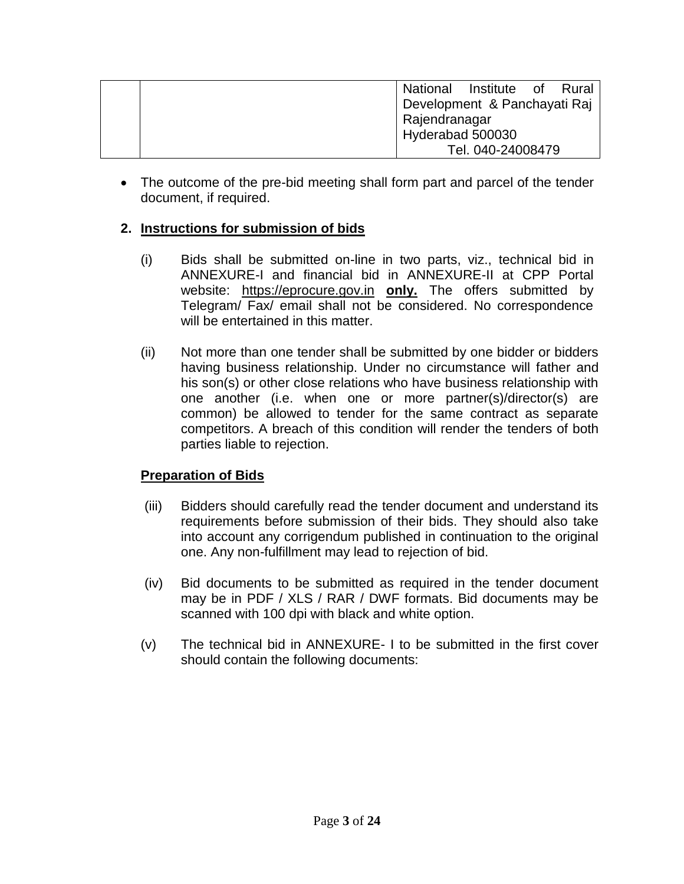| | | National Institute of Rural Development & Panchayati Raj<br>Rajendranagar<br>Hyderabad 500030<br>Tel. 040-24008479 |
|---|---|---|

- The outcome of the pre-bid meeting shall form part and parcel of the tender document, if required.

## 2. Instructions for submission of bids

(i) Bids shall be submitted on-line in two parts, viz., technical bid in ANNEXURE-I and financial bid in ANNEXURE-II at CPP Portal website: https://eprocure.gov.in **only.** The offers submitted by Telegram/ Fax/ email shall not be considered. No correspondence will be entertained in this matter.

(ii) Not more than one tender shall be submitted by one bidder or bidders having business relationship. Under no circumstance will father and his son(s) or other close relations who have business relationship with one another (i.e. when one or more partner(s)/director(s) are common) be allowed to tender for the same contract as separate competitors. A breach of this condition will render the tenders of both parties liable to rejection.

### Preparation of Bids

(iii) Bidders should carefully read the tender document and understand its requirements before submission of their bids. They should also take into account any corrigendum published in continuation to the original one. Any non-fulfillment may lead to rejection of bid.

(iv) Bid documents to be submitted as required in the tender document may be in PDF / XLS / RAR / DWF formats. Bid documents may be scanned with 100 dpi with black and white option.

(v) The technical bid in ANNEXURE- I to be submitted in the first cover should contain the following documents: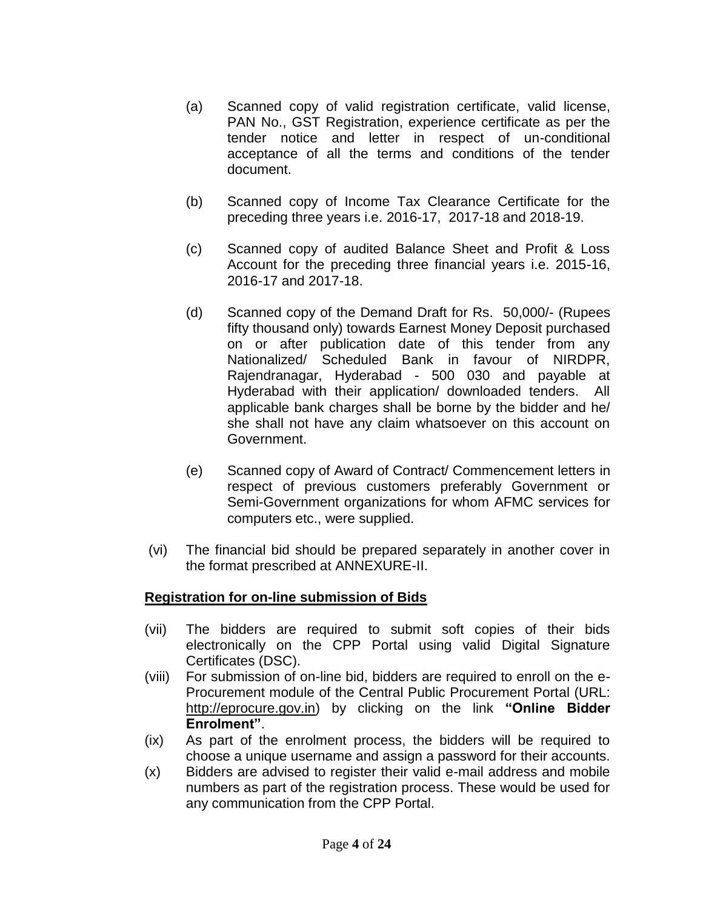(a) Scanned copy of valid registration certificate, valid license, PAN No., GST Registration, experience certificate as per the tender notice and letter in respect of un-conditional acceptance of all the terms and conditions of the tender document.

(b) Scanned copy of Income Tax Clearance Certificate for the preceding three years i.e. 2016-17, 2017-18 and 2018-19.

(c) Scanned copy of audited Balance Sheet and Profit & Loss Account for the preceding three financial years i.e. 2015-16, 2016-17 and 2017-18.

(d) Scanned copy of the Demand Draft for Rs. 50,000/- (Rupees fifty thousand only) towards Earnest Money Deposit purchased on or after publication date of this tender from any Nationalized/ Scheduled Bank in favour of NIRDPR, Rajendranagar, Hyderabad - 500 030 and payable at Hyderabad with their application/ downloaded tenders. All applicable bank charges shall be borne by the bidder and he/ she shall not have any claim whatsoever on this account on Government.

(e) Scanned copy of Award of Contract/ Commencement letters in respect of previous customers preferably Government or Semi-Government organizations for whom AFMC services for computers etc., were supplied.

(vi) The financial bid should be prepared separately in another cover in the format prescribed at ANNEXURE-II.

**Registration for on-line submission of Bids**

(vii) The bidders are required to submit soft copies of their bids electronically on the CPP Portal using valid Digital Signature Certificates (DSC).

(viii) For submission of on-line bid, bidders are required to enroll on the e-Procurement module of the Central Public Procurement Portal (URL: http://eprocure.gov.in) by clicking on the link **"Online Bidder Enrolment"**.

(ix) As part of the enrolment process, the bidders will be required to choose a unique username and assign a password for their accounts.

(x) Bidders are advised to register their valid e-mail address and mobile numbers as part of the registration process. These would be used for any communication from the CPP Portal.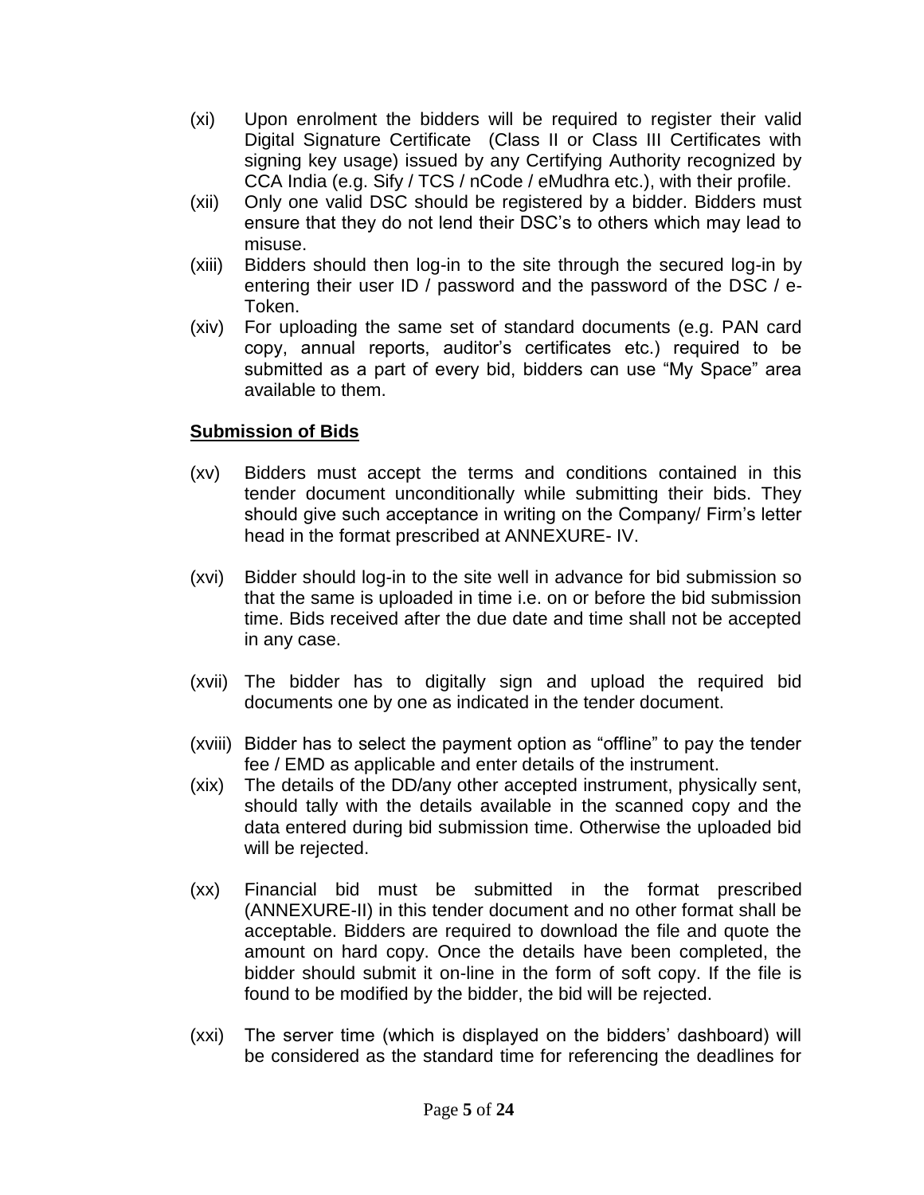(xi) Upon enrolment the bidders will be required to register their valid Digital Signature Certificate (Class II or Class III Certificates with signing key usage) issued by any Certifying Authority recognized by CCA India (e.g. Sify / TCS / nCode / eMudhra etc.), with their profile.

(xii) Only one valid DSC should be registered by a bidder. Bidders must ensure that they do not lend their DSC's to others which may lead to misuse.

(xiii) Bidders should then log-in to the site through the secured log-in by entering their user ID / password and the password of the DSC / e-Token.

(xiv) For uploading the same set of standard documents (e.g. PAN card copy, annual reports, auditor's certificates etc.) required to be submitted as a part of every bid, bidders can use "My Space" area available to them.

**Submission of Bids**

(xv) Bidders must accept the terms and conditions contained in this tender document unconditionally while submitting their bids. They should give such acceptance in writing on the Company/ Firm's letter head in the format prescribed at ANNEXURE- IV.

(xvi) Bidder should log-in to the site well in advance for bid submission so that the same is uploaded in time i.e. on or before the bid submission time. Bids received after the due date and time shall not be accepted in any case.

(xvii) The bidder has to digitally sign and upload the required bid documents one by one as indicated in the tender document.

(xviii) Bidder has to select the payment option as "offline" to pay the tender fee / EMD as applicable and enter details of the instrument.

(xix) The details of the DD/any other accepted instrument, physically sent, should tally with the details available in the scanned copy and the data entered during bid submission time. Otherwise the uploaded bid will be rejected.

(xx) Financial bid must be submitted in the format prescribed (ANNEXURE-II) in this tender document and no other format shall be acceptable. Bidders are required to download the file and quote the amount on hard copy. Once the details have been completed, the bidder should submit it on-line in the form of soft copy. If the file is found to be modified by the bidder, the bid will be rejected.

(xxi) The server time (which is displayed on the bidders' dashboard) will be considered as the standard time for referencing the deadlines for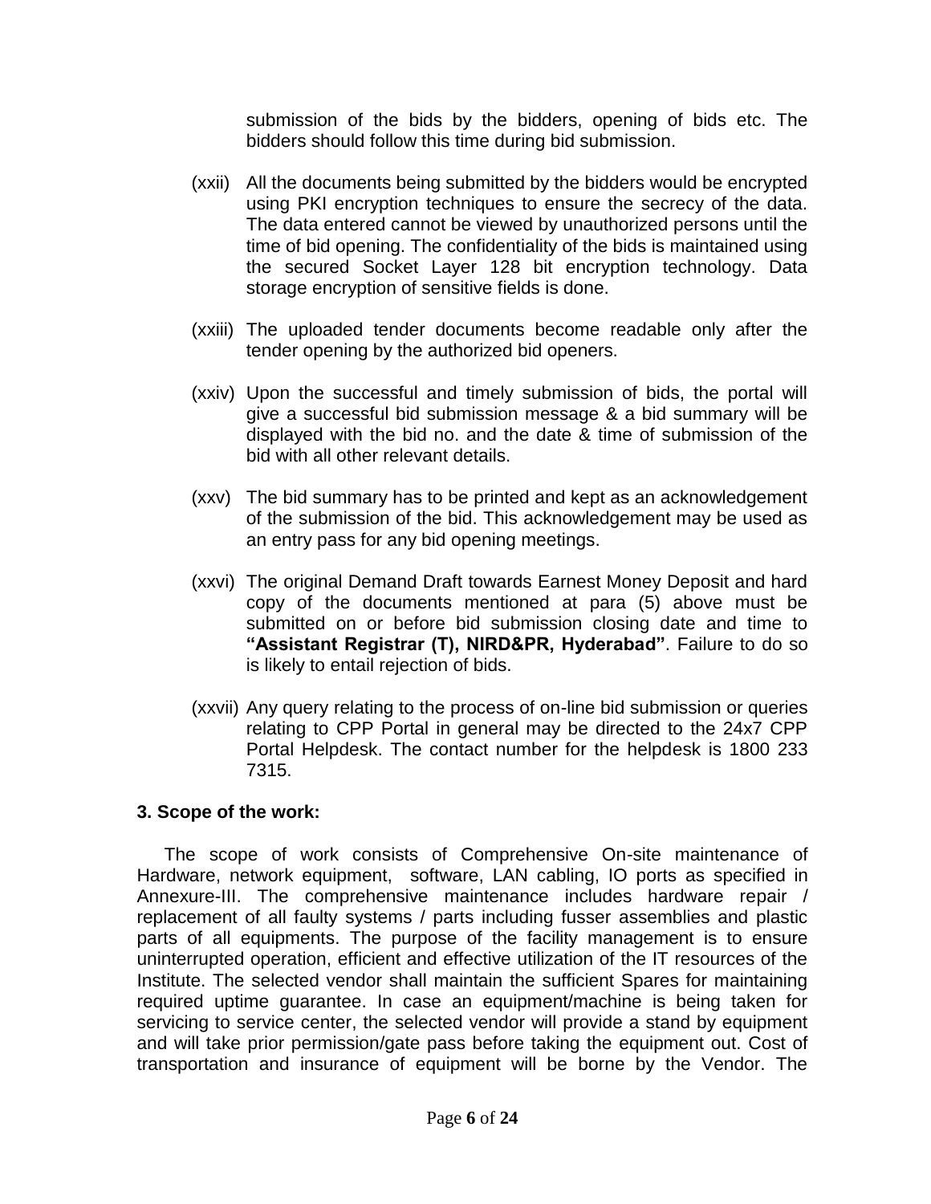submission of the bids by the bidders, opening of bids etc. The bidders should follow this time during bid submission.

(xxii) All the documents being submitted by the bidders would be encrypted using PKI encryption techniques to ensure the secrecy of the data. The data entered cannot be viewed by unauthorized persons until the time of bid opening. The confidentiality of the bids is maintained using the secured Socket Layer 128 bit encryption technology. Data storage encryption of sensitive fields is done.

(xxiii) The uploaded tender documents become readable only after the tender opening by the authorized bid openers.

(xxiv) Upon the successful and timely submission of bids, the portal will give a successful bid submission message & a bid summary will be displayed with the bid no. and the date & time of submission of the bid with all other relevant details.

(xxv) The bid summary has to be printed and kept as an acknowledgement of the submission of the bid. This acknowledgement may be used as an entry pass for any bid opening meetings.

(xxvi) The original Demand Draft towards Earnest Money Deposit and hard copy of the documents mentioned at para (5) above must be submitted on or before bid submission closing date and time to **"Assistant Registrar (T), NIRD&PR, Hyderabad"**. Failure to do so is likely to entail rejection of bids.

(xxvii) Any query relating to the process of on-line bid submission or queries relating to CPP Portal in general may be directed to the 24x7 CPP Portal Helpdesk. The contact number for the helpdesk is 1800 233 7315.

### 3. Scope of the work:

The scope of work consists of Comprehensive On-site maintenance of Hardware, network equipment, software, LAN cabling, IO ports as specified in Annexure-III. The comprehensive maintenance includes hardware repair / replacement of all faulty systems / parts including fusser assemblies and plastic parts of all equipments. The purpose of the facility management is to ensure uninterrupted operation, efficient and effective utilization of the IT resources of the Institute. The selected vendor shall maintain the sufficient Spares for maintaining required uptime guarantee. In case an equipment/machine is being taken for servicing to service center, the selected vendor will provide a stand by equipment and will take prior permission/gate pass before taking the equipment out. Cost of transportation and insurance of equipment will be borne by the Vendor. The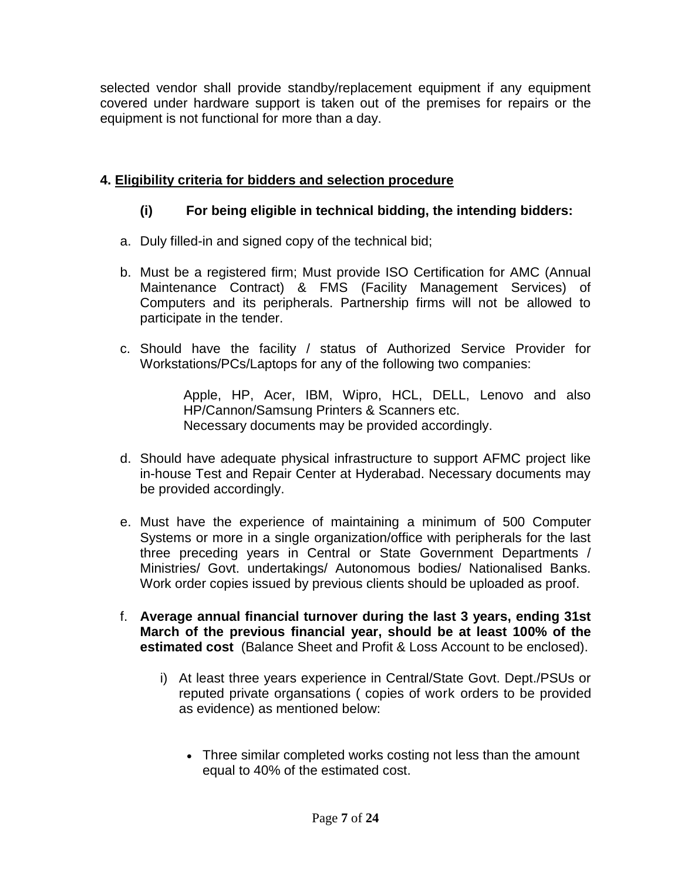selected vendor shall provide standby/replacement equipment if any equipment covered under hardware support is taken out of the premises for repairs or the equipment is not functional for more than a day.

## 4. Eligibility criteria for bidders and selection procedure

### (i) For being eligible in technical bidding, the intending bidders:

a. Duly filled-in and signed copy of the technical bid;

b. Must be a registered firm; Must provide ISO Certification for AMC (Annual Maintenance Contract) & FMS (Facility Management Services) of Computers and its peripherals. Partnership firms will not be allowed to participate in the tender.

c. Should have the facility / status of Authorized Service Provider for Workstations/PCs/Laptops for any of the following two companies:

    Apple, HP, Acer, IBM, Wipro, HCL, DELL, Lenovo and also HP/Cannon/Samsung Printers & Scanners etc.
    Necessary documents may be provided accordingly.

d. Should have adequate physical infrastructure to support AFMC project like in-house Test and Repair Center at Hyderabad. Necessary documents may be provided accordingly.

e. Must have the experience of maintaining a minimum of 500 Computer Systems or more in a single organization/office with peripherals for the last three preceding years in Central or State Government Departments / Ministries/ Govt. undertakings/ Autonomous bodies/ Nationalised Banks. Work order copies issued by previous clients should be uploaded as proof.

f. **Average annual financial turnover during the last 3 years, ending 31st March of the previous financial year, should be at least 100% of the estimated cost** (Balance Sheet and Profit & Loss Account to be enclosed).

    i) At least three years experience in Central/State Govt. Dept./PSUs or reputed private organsations ( copies of work orders to be provided as evidence) as mentioned below:

    - Three similar completed works costing not less than the amount equal to 40% of the estimated cost.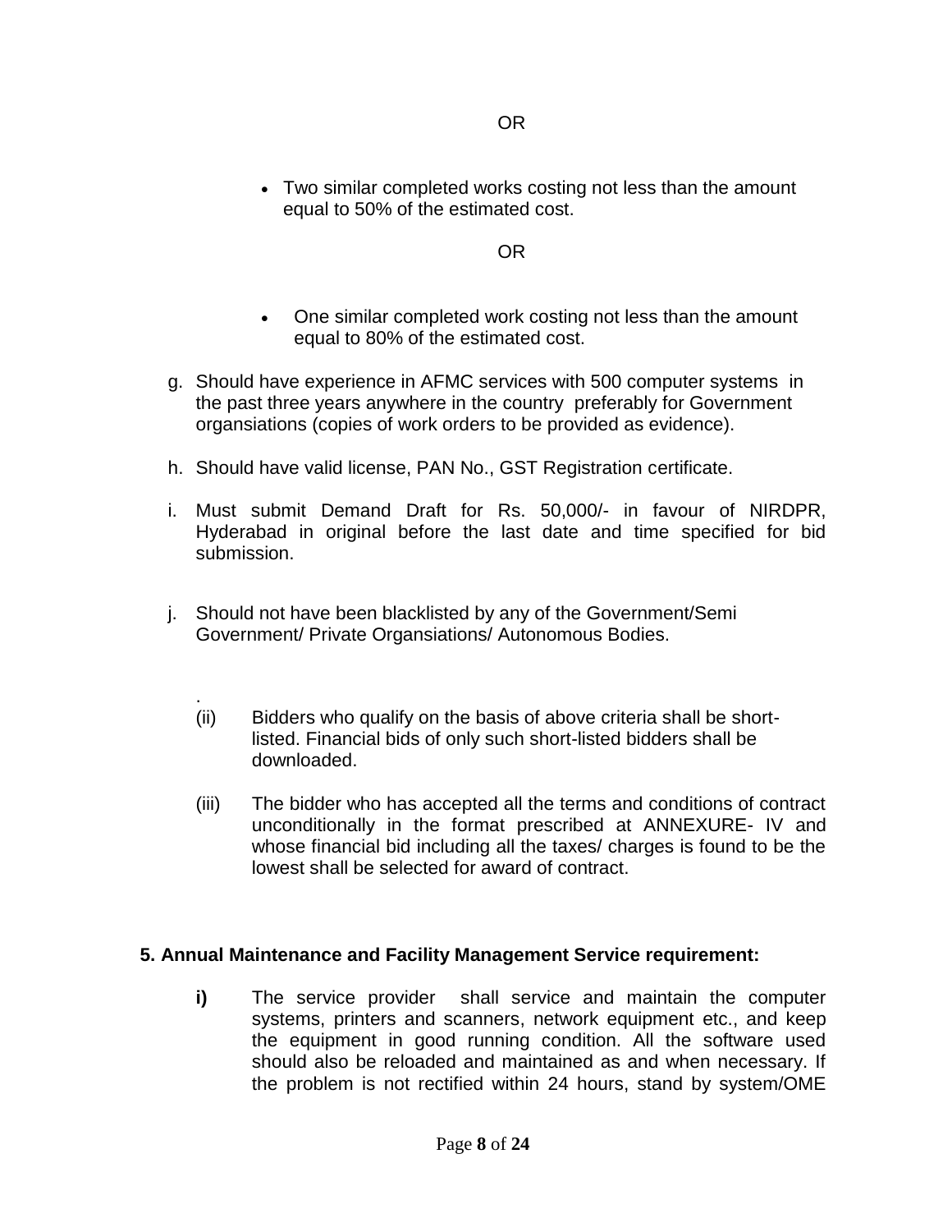OR

- Two similar completed works costing not less than the amount equal to 50% of the estimated cost.

OR

- One similar completed work costing not less than the amount equal to 80% of the estimated cost.

g. Should have experience in AFMC services with 500 computer systems in the past three years anywhere in the country preferably for Government organsiations (copies of work orders to be provided as evidence).

h. Should have valid license, PAN No., GST Registration certificate.

i. Must submit Demand Draft for Rs. 50,000/- in favour of NIRDPR, Hyderabad in original before the last date and time specified for bid submission.

j. Should not have been blacklisted by any of the Government/Semi Government/ Private Organsiations/ Autonomous Bodies.

.

(ii) Bidders who qualify on the basis of above criteria shall be short-listed. Financial bids of only such short-listed bidders shall be downloaded.

(iii) The bidder who has accepted all the terms and conditions of contract unconditionally in the format prescribed at ANNEXURE- IV and whose financial bid including all the taxes/ charges is found to be the lowest shall be selected for award of contract.

**5. Annual Maintenance and Facility Management Service requirement:**

**i)** The service provider shall service and maintain the computer systems, printers and scanners, network equipment etc., and keep the equipment in good running condition. All the software used should also be reloaded and maintained as and when necessary. If the problem is not rectified within 24 hours, stand by system/OME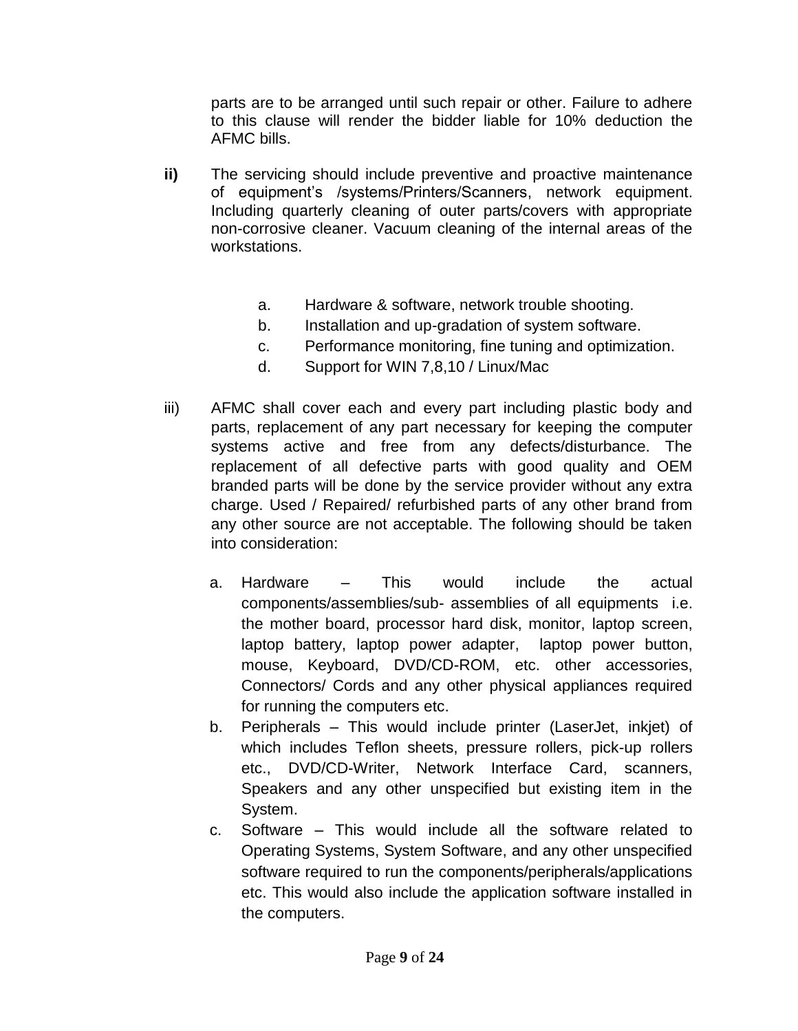parts are to be arranged until such repair or other. Failure to adhere to this clause will render the bidder liable for 10% deduction the AFMC bills.

**ii)** The servicing should include preventive and proactive maintenance of equipment's /systems/Printers/Scanners, network equipment. Including quarterly cleaning of outer parts/covers with appropriate non-corrosive cleaner. Vacuum cleaning of the internal areas of the workstations.

a. Hardware & software, network trouble shooting.
b. Installation and up-gradation of system software.
c. Performance monitoring, fine tuning and optimization.
d. Support for WIN 7,8,10 / Linux/Mac

iii) AFMC shall cover each and every part including plastic body and parts, replacement of any part necessary for keeping the computer systems active and free from any defects/disturbance. The replacement of all defective parts with good quality and OEM branded parts will be done by the service provider without any extra charge. Used / Repaired/ refurbished parts of any other brand from any other source are not acceptable. The following should be taken into consideration:

a. Hardware – This would include the actual components/assemblies/sub- assemblies of all equipments i.e. the mother board, processor hard disk, monitor, laptop screen, laptop battery, laptop power adapter, laptop power button, mouse, Keyboard, DVD/CD-ROM, etc. other accessories, Connectors/ Cords and any other physical appliances required for running the computers etc.
b. Peripherals – This would include printer (LaserJet, inkjet) of which includes Teflon sheets, pressure rollers, pick-up rollers etc., DVD/CD-Writer, Network Interface Card, scanners, Speakers and any other unspecified but existing item in the System.
c. Software – This would include all the software related to Operating Systems, System Software, and any other unspecified software required to run the components/peripherals/applications etc. This would also include the application software installed in the computers.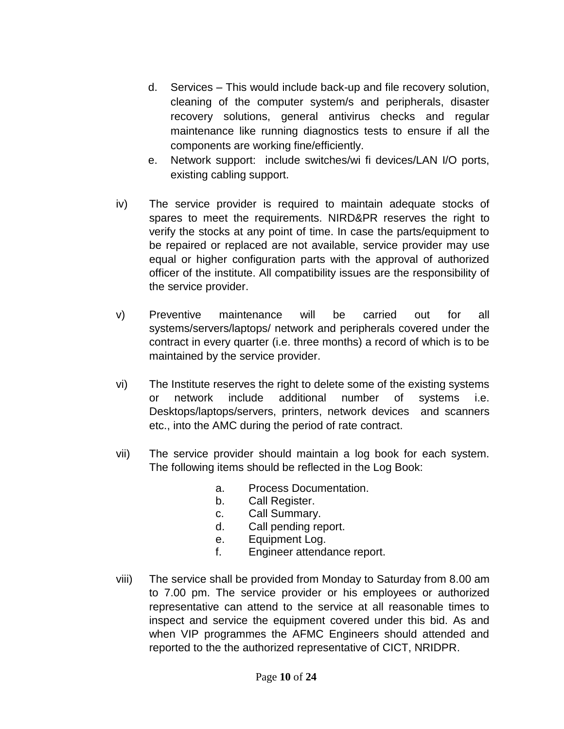d. Services – This would include back-up and file recovery solution, cleaning of the computer system/s and peripherals, disaster recovery solutions, general antivirus checks and regular maintenance like running diagnostics tests to ensure if all the components are working fine/efficiently.

e. Network support: include switches/wi fi devices/LAN I/O ports, existing cabling support.

iv) The service provider is required to maintain adequate stocks of spares to meet the requirements. NIRD&PR reserves the right to verify the stocks at any point of time. In case the parts/equipment to be repaired or replaced are not available, service provider may use equal or higher configuration parts with the approval of authorized officer of the institute. All compatibility issues are the responsibility of the service provider.

v) Preventive maintenance will be carried out for all systems/servers/laptops/ network and peripherals covered under the contract in every quarter (i.e. three months) a record of which is to be maintained by the service provider.

vi) The Institute reserves the right to delete some of the existing systems or network include additional number of systems i.e. Desktops/laptops/servers, printers, network devices and scanners etc., into the AMC during the period of rate contract.

vii) The service provider should maintain a log book for each system. The following items should be reflected in the Log Book:

a. Process Documentation.
b. Call Register.
c. Call Summary.
d. Call pending report.
e. Equipment Log.
f. Engineer attendance report.

viii) The service shall be provided from Monday to Saturday from 8.00 am to 7.00 pm. The service provider or his employees or authorized representative can attend to the service at all reasonable times to inspect and service the equipment covered under this bid. As and when VIP programmes the AFMC Engineers should attended and reported to the the authorized representative of CICT, NRIDPR.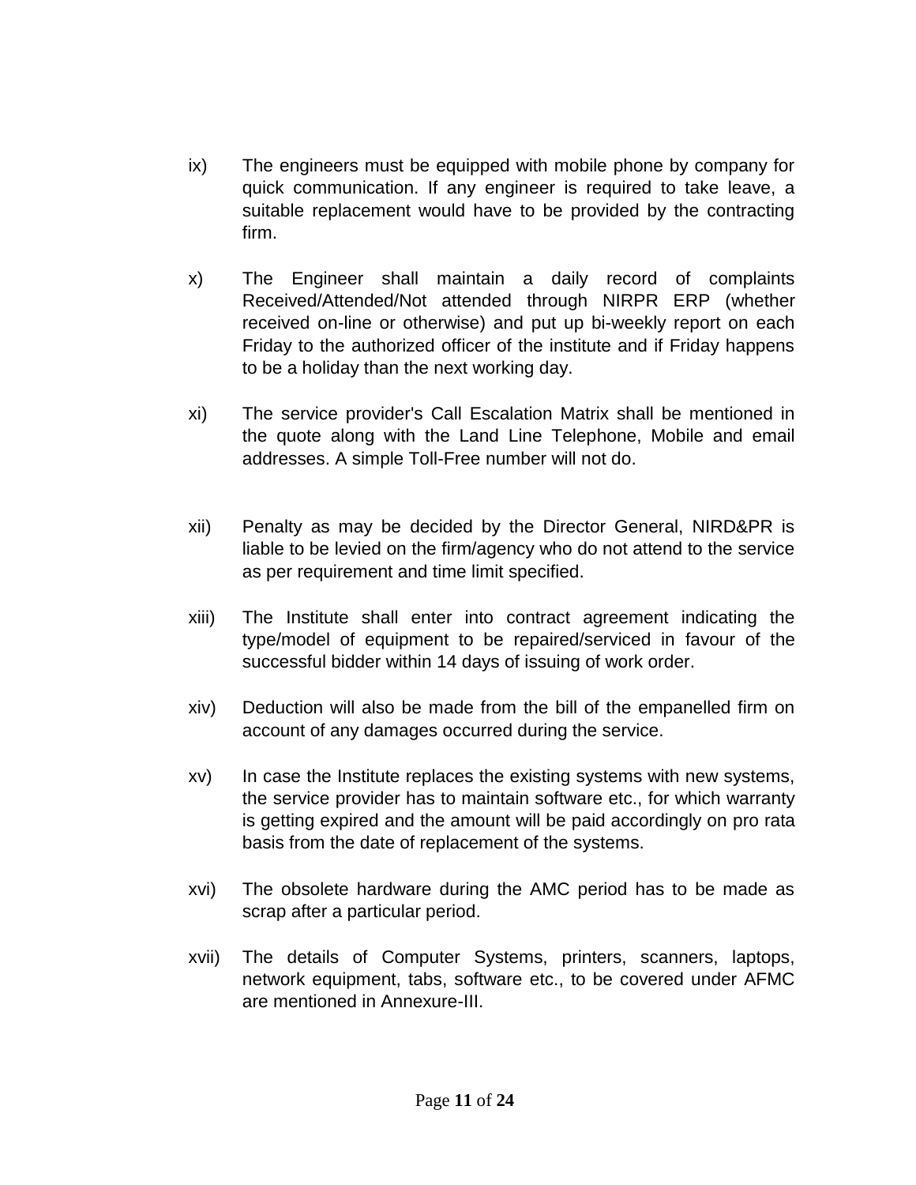ix) The engineers must be equipped with mobile phone by company for quick communication. If any engineer is required to take leave, a suitable replacement would have to be provided by the contracting firm.

x) The Engineer shall maintain a daily record of complaints Received/Attended/Not attended through NIRPR ERP (whether received on-line or otherwise) and put up bi-weekly report on each Friday to the authorized officer of the institute and if Friday happens to be a holiday than the next working day.

xi) The service provider's Call Escalation Matrix shall be mentioned in the quote along with the Land Line Telephone, Mobile and email addresses. A simple Toll-Free number will not do.

xii) Penalty as may be decided by the Director General, NIRD&PR is liable to be levied on the firm/agency who do not attend to the service as per requirement and time limit specified.

xiii) The Institute shall enter into contract agreement indicating the type/model of equipment to be repaired/serviced in favour of the successful bidder within 14 days of issuing of work order.

xiv) Deduction will also be made from the bill of the empanelled firm on account of any damages occurred during the service.

xv) In case the Institute replaces the existing systems with new systems, the service provider has to maintain software etc., for which warranty is getting expired and the amount will be paid accordingly on pro rata basis from the date of replacement of the systems.

xvi) The obsolete hardware during the AMC period has to be made as scrap after a particular period.

xvii) The details of Computer Systems, printers, scanners, laptops, network equipment, tabs, software etc., to be covered under AFMC are mentioned in Annexure-III.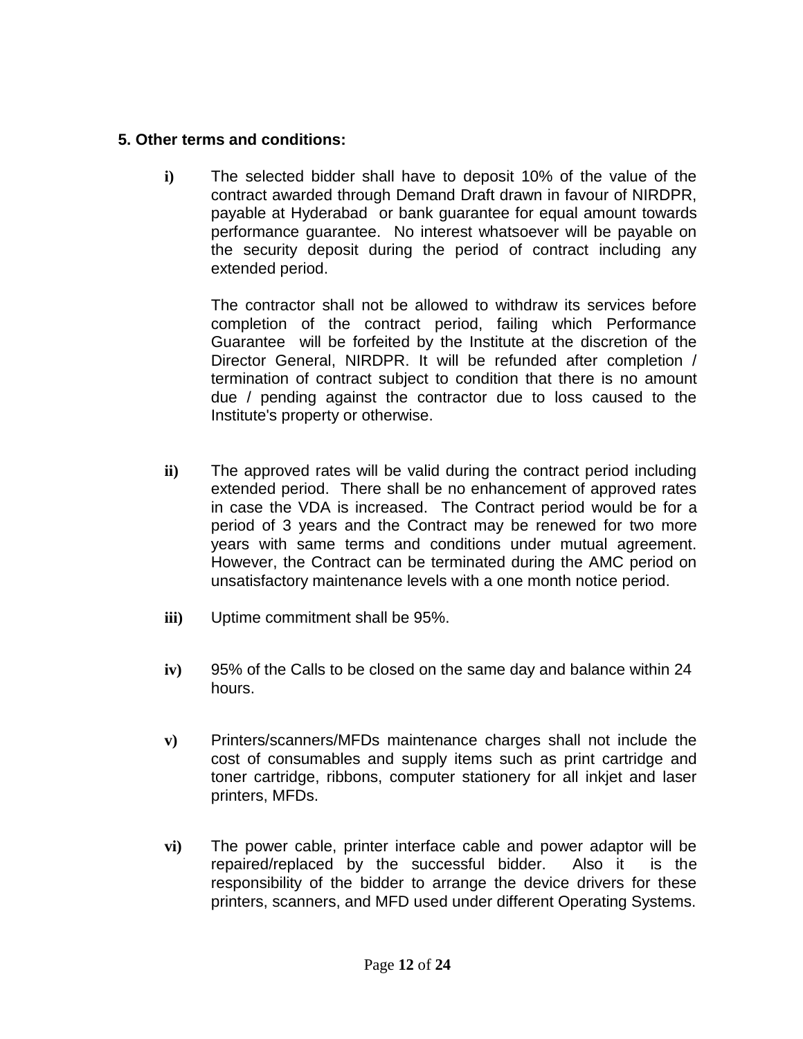**5. Other terms and conditions:**

**i)** The selected bidder shall have to deposit 10% of the value of the contract awarded through Demand Draft drawn in favour of NIRDPR, payable at Hyderabad or bank guarantee for equal amount towards performance guarantee. No interest whatsoever will be payable on the security deposit during the period of contract including any extended period.

The contractor shall not be allowed to withdraw its services before completion of the contract period, failing which Performance Guarantee will be forfeited by the Institute at the discretion of the Director General, NIRDPR. It will be refunded after completion / termination of contract subject to condition that there is no amount due / pending against the contractor due to loss caused to the Institute's property or otherwise.

**ii)** The approved rates will be valid during the contract period including extended period. There shall be no enhancement of approved rates in case the VDA is increased. The Contract period would be for a period of 3 years and the Contract may be renewed for two more years with same terms and conditions under mutual agreement. However, the Contract can be terminated during the AMC period on unsatisfactory maintenance levels with a one month notice period.

**iii)** Uptime commitment shall be 95%.

**iv)** 95% of the Calls to be closed on the same day and balance within 24 hours.

**v)** Printers/scanners/MFDs maintenance charges shall not include the cost of consumables and supply items such as print cartridge and toner cartridge, ribbons, computer stationery for all inkjet and laser printers, MFDs.

**vi)** The power cable, printer interface cable and power adaptor will be repaired/replaced by the successful bidder. Also it is the responsibility of the bidder to arrange the device drivers for these printers, scanners, and MFD used under different Operating Systems.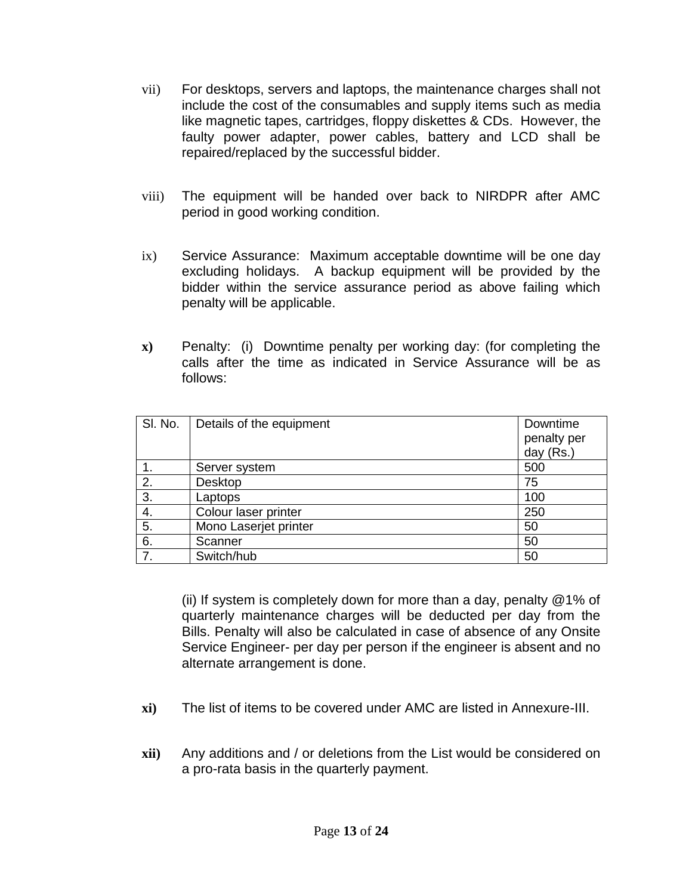vii) For desktops, servers and laptops, the maintenance charges shall not include the cost of the consumables and supply items such as media like magnetic tapes, cartridges, floppy diskettes & CDs. However, the faulty power adapter, power cables, battery and LCD shall be repaired/replaced by the successful bidder.

viii) The equipment will be handed over back to NIRDPR after AMC period in good working condition.

ix) Service Assurance: Maximum acceptable downtime will be one day excluding holidays. A backup equipment will be provided by the bidder within the service assurance period as above failing which penalty will be applicable.

**x)** Penalty: (i) Downtime penalty per working day: (for completing the calls after the time as indicated in Service Assurance will be as follows:

| Sl. No. | Details of the equipment | Downtime penalty per day (Rs.) |
|---|---|---|
| 1. | Server system | 500 |
| 2. | Desktop | 75 |
| 3. | Laptops | 100 |
| 4. | Colour laser printer | 250 |
| 5. | Mono Laserjet printer | 50 |
| 6. | Scanner | 50 |
| 7. | Switch/hub | 50 |

(ii) If system is completely down for more than a day, penalty @1% of quarterly maintenance charges will be deducted per day from the Bills. Penalty will also be calculated in case of absence of any Onsite Service Engineer- per day per person if the engineer is absent and no alternate arrangement is done.

**xi)** The list of items to be covered under AMC are listed in Annexure-III.

**xii)** Any additions and / or deletions from the List would be considered on a pro-rata basis in the quarterly payment.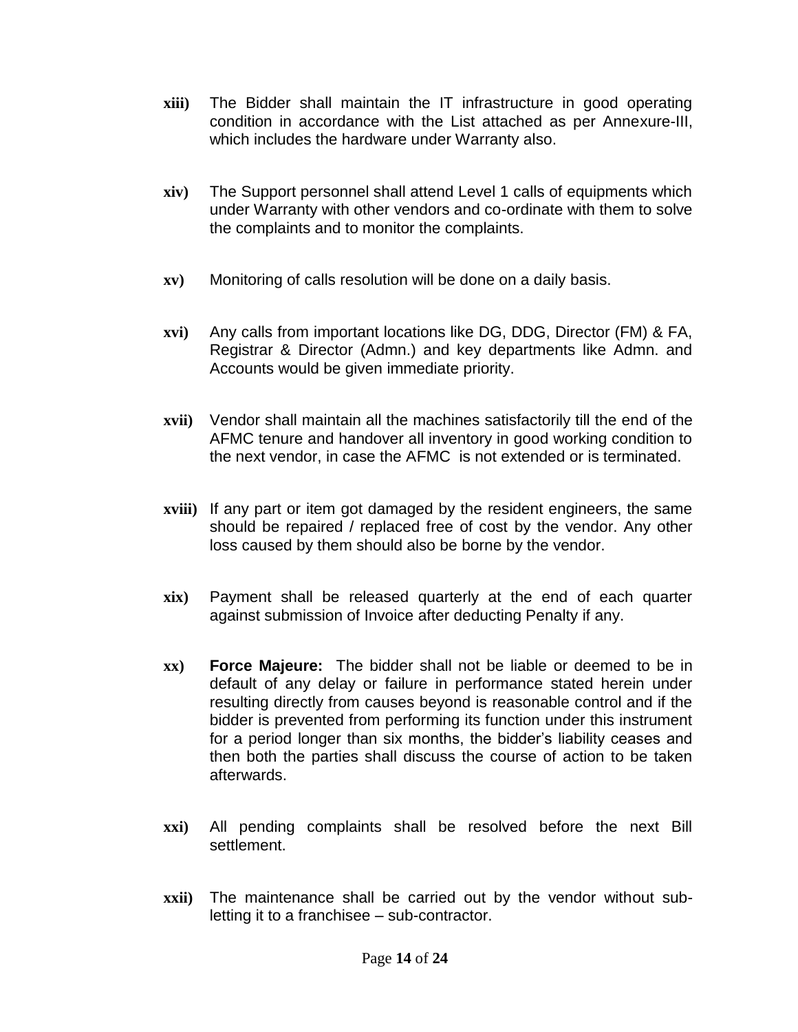**xiii)** The Bidder shall maintain the IT infrastructure in good operating condition in accordance with the List attached as per Annexure-III, which includes the hardware under Warranty also.

**xiv)** The Support personnel shall attend Level 1 calls of equipments which under Warranty with other vendors and co-ordinate with them to solve the complaints and to monitor the complaints.

**xv)** Monitoring of calls resolution will be done on a daily basis.

**xvi)** Any calls from important locations like DG, DDG, Director (FM) & FA, Registrar & Director (Admn.) and key departments like Admn. and Accounts would be given immediate priority.

**xvii)** Vendor shall maintain all the machines satisfactorily till the end of the AFMC tenure and handover all inventory in good working condition to the next vendor, in case the AFMC is not extended or is terminated.

**xviii)** If any part or item got damaged by the resident engineers, the same should be repaired / replaced free of cost by the vendor. Any other loss caused by them should also be borne by the vendor.

**xix)** Payment shall be released quarterly at the end of each quarter against submission of Invoice after deducting Penalty if any.

**xx)** **Force Majeure:** The bidder shall not be liable or deemed to be in default of any delay or failure in performance stated herein under resulting directly from causes beyond is reasonable control and if the bidder is prevented from performing its function under this instrument for a period longer than six months, the bidder's liability ceases and then both the parties shall discuss the course of action to be taken afterwards.

**xxi)** All pending complaints shall be resolved before the next Bill settlement.

**xxii)** The maintenance shall be carried out by the vendor without sub-letting it to a franchisee – sub-contractor.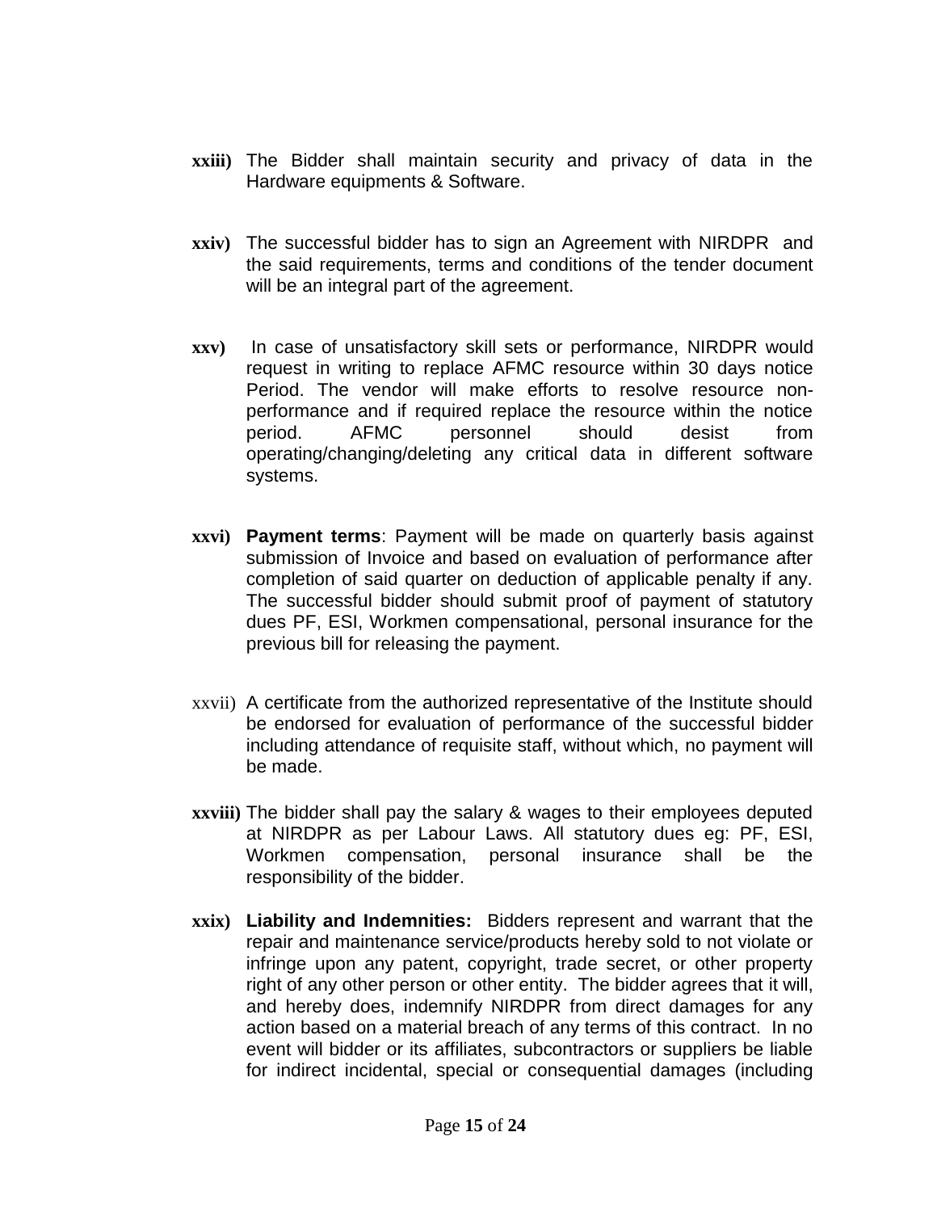**xxiii)** The Bidder shall maintain security and privacy of data in the Hardware equipments & Software.

**xxiv)** The successful bidder has to sign an Agreement with NIRDPR and the said requirements, terms and conditions of the tender document will be an integral part of the agreement.

**xxv)** In case of unsatisfactory skill sets or performance, NIRDPR would request in writing to replace AFMC resource within 30 days notice Period. The vendor will make efforts to resolve resource non-performance and if required replace the resource within the notice period. AFMC personnel should desist from operating/changing/deleting any critical data in different software systems.

**xxvi)** **Payment terms**: Payment will be made on quarterly basis against submission of Invoice and based on evaluation of performance after completion of said quarter on deduction of applicable penalty if any. The successful bidder should submit proof of payment of statutory dues PF, ESI, Workmen compensational, personal insurance for the previous bill for releasing the payment.

xxvii) A certificate from the authorized representative of the Institute should be endorsed for evaluation of performance of the successful bidder including attendance of requisite staff, without which, no payment will be made.

**xxviii)** The bidder shall pay the salary & wages to their employees deputed at NIRDPR as per Labour Laws. All statutory dues eg: PF, ESI, Workmen compensation, personal insurance shall be the responsibility of the bidder.

**xxix)** **Liability and Indemnities:** Bidders represent and warrant that the repair and maintenance service/products hereby sold to not violate or infringe upon any patent, copyright, trade secret, or other property right of any other person or other entity. The bidder agrees that it will, and hereby does, indemnify NIRDPR from direct damages for any action based on a material breach of any terms of this contract. In no event will bidder or its affiliates, subcontractors or suppliers be liable for indirect incidental, special or consequential damages (including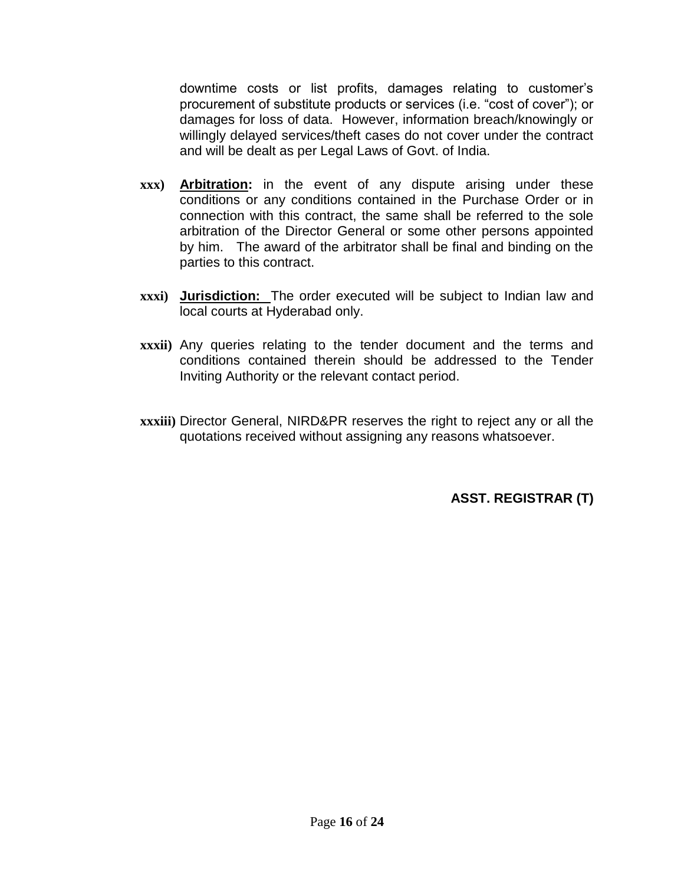downtime costs or list profits, damages relating to customer's procurement of substitute products or services (i.e. "cost of cover"); or damages for loss of data. However, information breach/knowingly or willingly delayed services/theft cases do not cover under the contract and will be dealt as per Legal Laws of Govt. of India.

**xxx)** **Arbitration:** in the event of any dispute arising under these conditions or any conditions contained in the Purchase Order or in connection with this contract, the same shall be referred to the sole arbitration of the Director General or some other persons appointed by him. The award of the arbitrator shall be final and binding on the parties to this contract.

**xxxi)** **Jurisdiction:** The order executed will be subject to Indian law and local courts at Hyderabad only.

**xxxii)** Any queries relating to the tender document and the terms and conditions contained therein should be addressed to the Tender Inviting Authority or the relevant contact period.

**xxxiii)** Director General, NIRD&PR reserves the right to reject any or all the quotations received without assigning any reasons whatsoever.

**ASST. REGISTRAR (T)**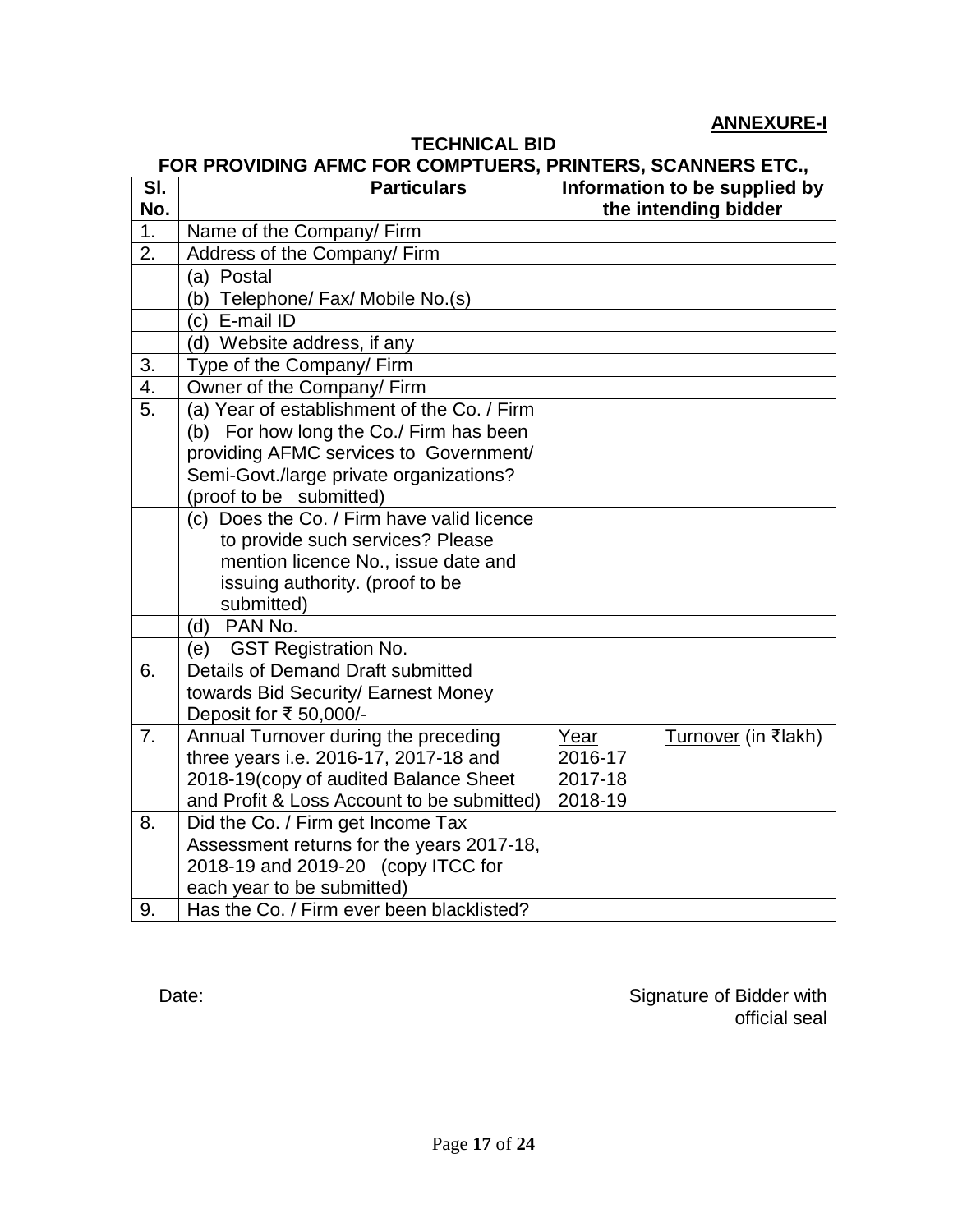**ANNEXURE-I**

**TECHNICAL BID**

**FOR PROVIDING AFMC FOR COMPTUERS, PRINTERS, SCANNERS ETC.,**

| Sl. No. | Particulars | Information to be supplied by the intending bidder |
|---|---|---|
| 1. | Name of the Company/ Firm | |
| 2. | Address of the Company/ Firm | |
| | (a) Postal | |
| | (b) Telephone/ Fax/ Mobile No.(s) | |
| | (c) E-mail ID | |
| | (d) Website address, if any | |
| 3. | Type of the Company/ Firm | |
| 4. | Owner of the Company/ Firm | |
| 5. | (a) Year of establishment of the Co. / Firm | |
| | (b) For how long the Co./ Firm has been providing AFMC services to Government/ Semi-Govt./large private organizations? (proof to be submitted) | |
| | (c) Does the Co. / Firm have valid licence to provide such services? Please mention licence No., issue date and issuing authority. (proof to be submitted) | |
| | (d) PAN No. | |
| | (e) GST Registration No. | |
| 6. | Details of Demand Draft submitted towards Bid Security/ Earnest Money Deposit for ₹ 50,000/- | |
| 7. | Annual Turnover during the preceding three years i.e. 2016-17, 2017-18 and 2018-19(copy of audited Balance Sheet and Profit & Loss Account to be submitted) | Year — Turnover (in ₹lakh)<br>2016-17<br>2017-18<br>2018-19 |
| 8. | Did the Co. / Firm get Income Tax Assessment returns for the years 2017-18, 2018-19 and 2019-20 (copy ITCC for each year to be submitted) | |
| 9. | Has the Co. / Firm ever been blacklisted? | |

Date:

Signature of Bidder with official seal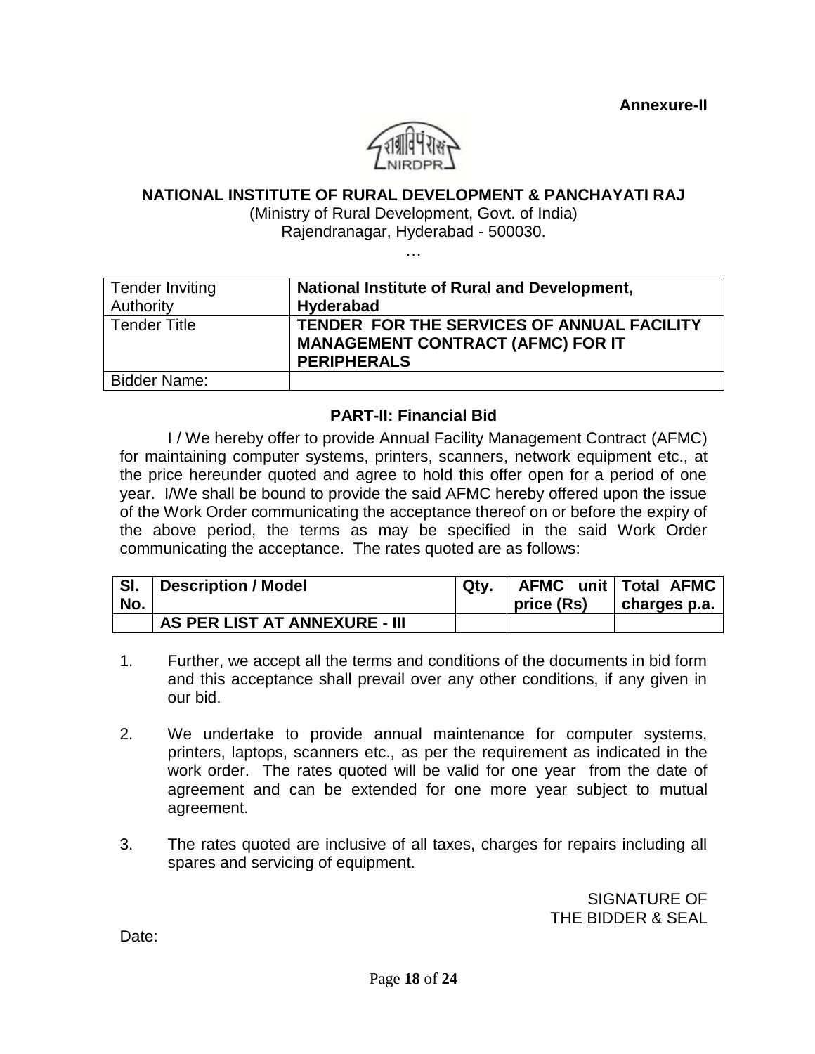**Annexure-II**

**NATIONAL INSTITUTE OF RURAL DEVELOPMENT & PANCHAYATI RAJ**

(Ministry of Rural Development, Govt. of India)
Rajendranagar, Hyderabad - 500030.

…

| Tender Inviting Authority | **National Institute of Rural and Development, Hyderabad** |
|---|---|
| Tender Title | **TENDER FOR THE SERVICES OF ANNUAL FACILITY MANAGEMENT CONTRACT (AFMC) FOR IT PERIPHERALS** |
| Bidder Name: | |

**PART-II: Financial Bid**

I / We hereby offer to provide Annual Facility Management Contract (AFMC) for maintaining computer systems, printers, scanners, network equipment etc., at the price hereunder quoted and agree to hold this offer open for a period of one year. I/We shall be bound to provide the said AFMC hereby offered upon the issue of the Work Order communicating the acceptance thereof on or before the expiry of the above period, the terms as may be specified in the said Work Order communicating the acceptance. The rates quoted are as follows:

| Sl. No. | Description / Model | Qty. | AFMC unit price (Rs) | Total AFMC charges p.a. |
|---|---|---|---|---|
| | **AS PER LIST AT ANNEXURE - III** | | | |

1. Further, we accept all the terms and conditions of the documents in bid form and this acceptance shall prevail over any other conditions, if any given in our bid.

2. We undertake to provide annual maintenance for computer systems, printers, laptops, scanners etc., as per the requirement as indicated in the work order. The rates quoted will be valid for one year from the date of agreement and can be extended for one more year subject to mutual agreement.

3. The rates quoted are inclusive of all taxes, charges for repairs including all spares and servicing of equipment.

SIGNATURE OF
THE BIDDER & SEAL

Date: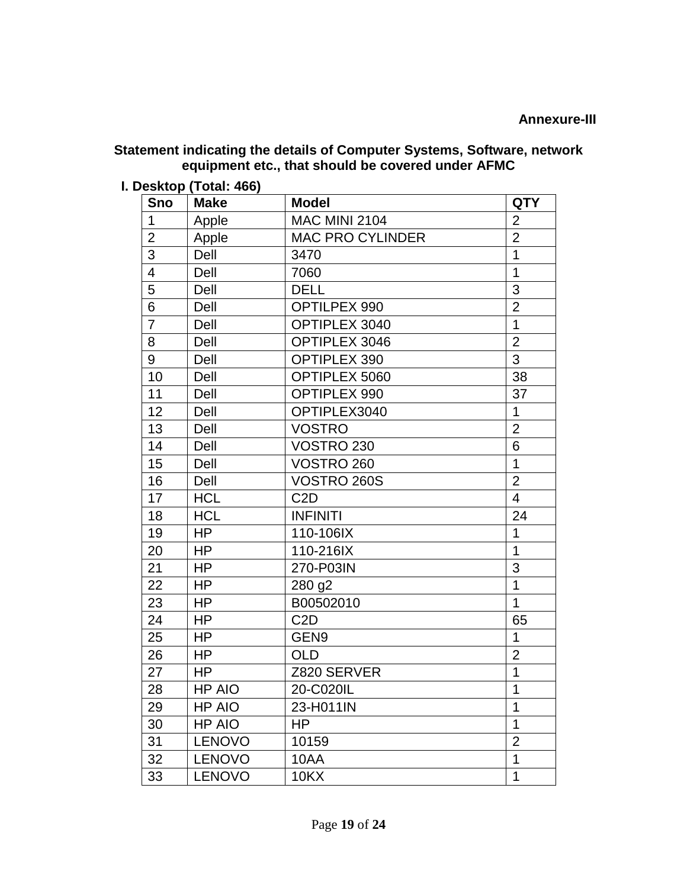**Annexure-III**

**Statement indicating the details of Computer Systems, Software, network equipment etc., that should be covered under AFMC**

**I. Desktop (Total: 466)**

| Sno | Make | Model | QTY |
|---|---|---|---|
| 1 | Apple | MAC MINI 2104 | 2 |
| 2 | Apple | MAC PRO CYLINDER | 2 |
| 3 | Dell | 3470 | 1 |
| 4 | Dell | 7060 | 1 |
| 5 | Dell | DELL | 3 |
| 6 | Dell | OPTILPEX 990 | 2 |
| 7 | Dell | OPTIPLEX 3040 | 1 |
| 8 | Dell | OPTIPLEX 3046 | 2 |
| 9 | Dell | OPTIPLEX 390 | 3 |
| 10 | Dell | OPTIPLEX 5060 | 38 |
| 11 | Dell | OPTIPLEX 990 | 37 |
| 12 | Dell | OPTIPLEX3040 | 1 |
| 13 | Dell | VOSTRO | 2 |
| 14 | Dell | VOSTRO 230 | 6 |
| 15 | Dell | VOSTRO 260 | 1 |
| 16 | Dell | VOSTRO 260S | 2 |
| 17 | HCL | C2D | 4 |
| 18 | HCL | INFINITI | 24 |
| 19 | HP | 110-106IX | 1 |
| 20 | HP | 110-216IX | 1 |
| 21 | HP | 270-P03IN | 3 |
| 22 | HP | 280 g2 | 1 |
| 23 | HP | B00502010 | 1 |
| 24 | HP | C2D | 65 |
| 25 | HP | GEN9 | 1 |
| 26 | HP | OLD | 2 |
| 27 | HP | Z820 SERVER | 1 |
| 28 | HP AIO | 20-C020IL | 1 |
| 29 | HP AIO | 23-H011IN | 1 |
| 30 | HP AIO | HP | 1 |
| 31 | LENOVO | 10159 | 2 |
| 32 | LENOVO | 10AA | 1 |
| 33 | LENOVO | 10KX | 1 |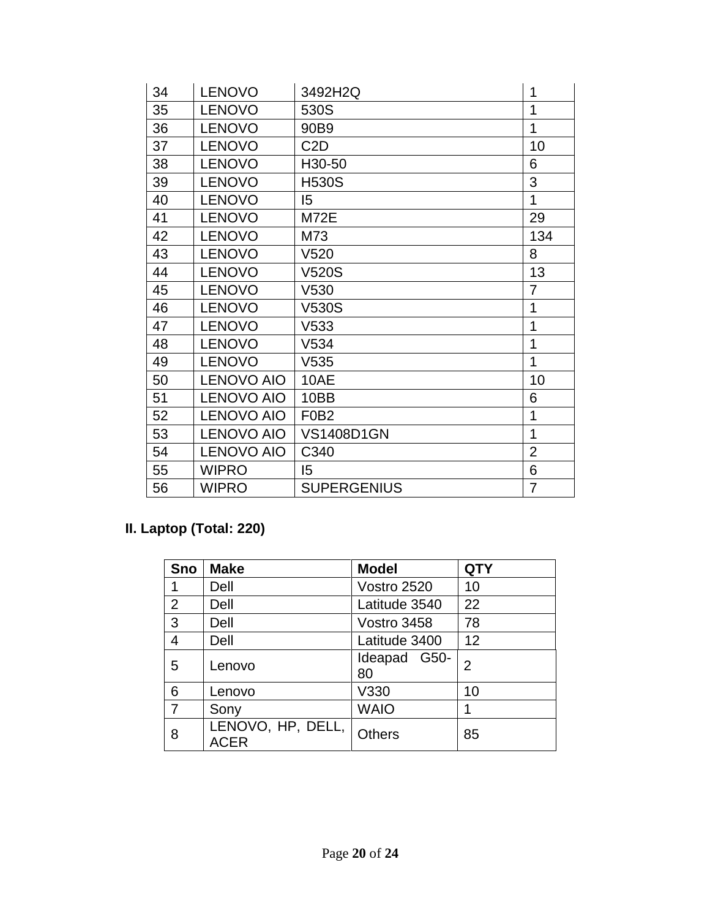| | | | |
|---|---|---|---|
| 34 | LENOVO | 3492H2Q | 1 |
| 35 | LENOVO | 530S | 1 |
| 36 | LENOVO | 90B9 | 1 |
| 37 | LENOVO | C2D | 10 |
| 38 | LENOVO | H30-50 | 6 |
| 39 | LENOVO | H530S | 3 |
| 40 | LENOVO | I5 | 1 |
| 41 | LENOVO | M72E | 29 |
| 42 | LENOVO | M73 | 134 |
| 43 | LENOVO | V520 | 8 |
| 44 | LENOVO | V520S | 13 |
| 45 | LENOVO | V530 | 7 |
| 46 | LENOVO | V530S | 1 |
| 47 | LENOVO | V533 | 1 |
| 48 | LENOVO | V534 | 1 |
| 49 | LENOVO | V535 | 1 |
| 50 | LENOVO AIO | 10AE | 10 |
| 51 | LENOVO AIO | 10BB | 6 |
| 52 | LENOVO AIO | F0B2 | 1 |
| 53 | LENOVO AIO | VS1408D1GN | 1 |
| 54 | LENOVO AIO | C340 | 2 |
| 55 | WIPRO | I5 | 6 |
| 56 | WIPRO | SUPERGENIUS | 7 |

**II. Laptop (Total: 220)**

| Sno | Make | Model | QTY |
|---|---|---|---|
| 1 | Dell | Vostro 2520 | 10 |
| 2 | Dell | Latitude 3540 | 22 |
| 3 | Dell | Vostro 3458 | 78 |
| 4 | Dell | Latitude 3400 | 12 |
| 5 | Lenovo | Ideapad G50-80 | 2 |
| 6 | Lenovo | V330 | 10 |
| 7 | Sony | WAIO | 1 |
| 8 | LENOVO, HP, DELL, ACER | Others | 85 |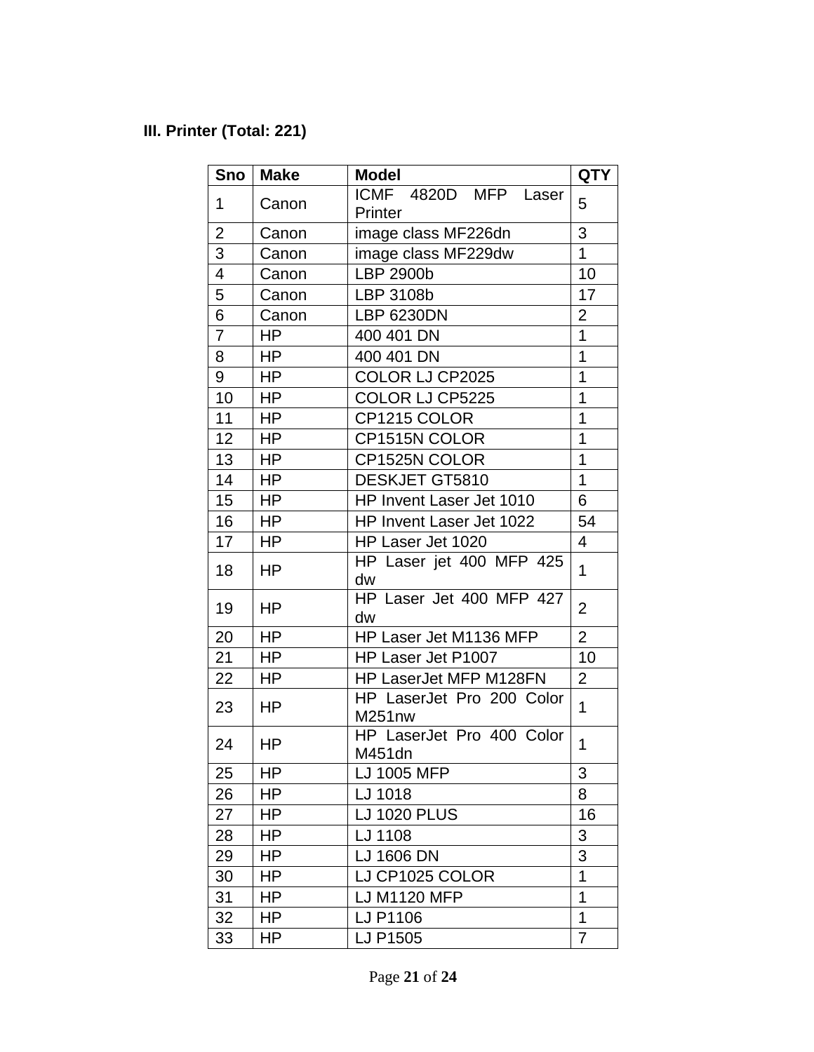**III. Printer (Total: 221)**

| Sno | Make | Model | QTY |
|---|---|---|---|
| 1 | Canon | ICMF 4820D MFP Laser Printer | 5 |
| 2 | Canon | image class MF226dn | 3 |
| 3 | Canon | image class MF229dw | 1 |
| 4 | Canon | LBP 2900b | 10 |
| 5 | Canon | LBP 3108b | 17 |
| 6 | Canon | LBP 6230DN | 2 |
| 7 | HP | 400 401 DN | 1 |
| 8 | HP | 400 401 DN | 1 |
| 9 | HP | COLOR LJ CP2025 | 1 |
| 10 | HP | COLOR LJ CP5225 | 1 |
| 11 | HP | CP1215 COLOR | 1 |
| 12 | HP | CP1515N COLOR | 1 |
| 13 | HP | CP1525N COLOR | 1 |
| 14 | HP | DESKJET GT5810 | 1 |
| 15 | HP | HP Invent Laser Jet 1010 | 6 |
| 16 | HP | HP Invent Laser Jet 1022 | 54 |
| 17 | HP | HP Laser Jet 1020 | 4 |
| 18 | HP | HP Laser jet 400 MFP 425 dw | 1 |
| 19 | HP | HP Laser Jet 400 MFP 427 dw | 2 |
| 20 | HP | HP Laser Jet M1136 MFP | 2 |
| 21 | HP | HP Laser Jet P1007 | 10 |
| 22 | HP | HP LaserJet MFP M128FN | 2 |
| 23 | HP | HP LaserJet Pro 200 Color M251nw | 1 |
| 24 | HP | HP LaserJet Pro 400 Color M451dn | 1 |
| 25 | HP | LJ 1005 MFP | 3 |
| 26 | HP | LJ 1018 | 8 |
| 27 | HP | LJ 1020 PLUS | 16 |
| 28 | HP | LJ 1108 | 3 |
| 29 | HP | LJ 1606 DN | 3 |
| 30 | HP | LJ CP1025 COLOR | 1 |
| 31 | HP | LJ M1120 MFP | 1 |
| 32 | HP | LJ P1106 | 1 |
| 33 | HP | LJ P1505 | 7 |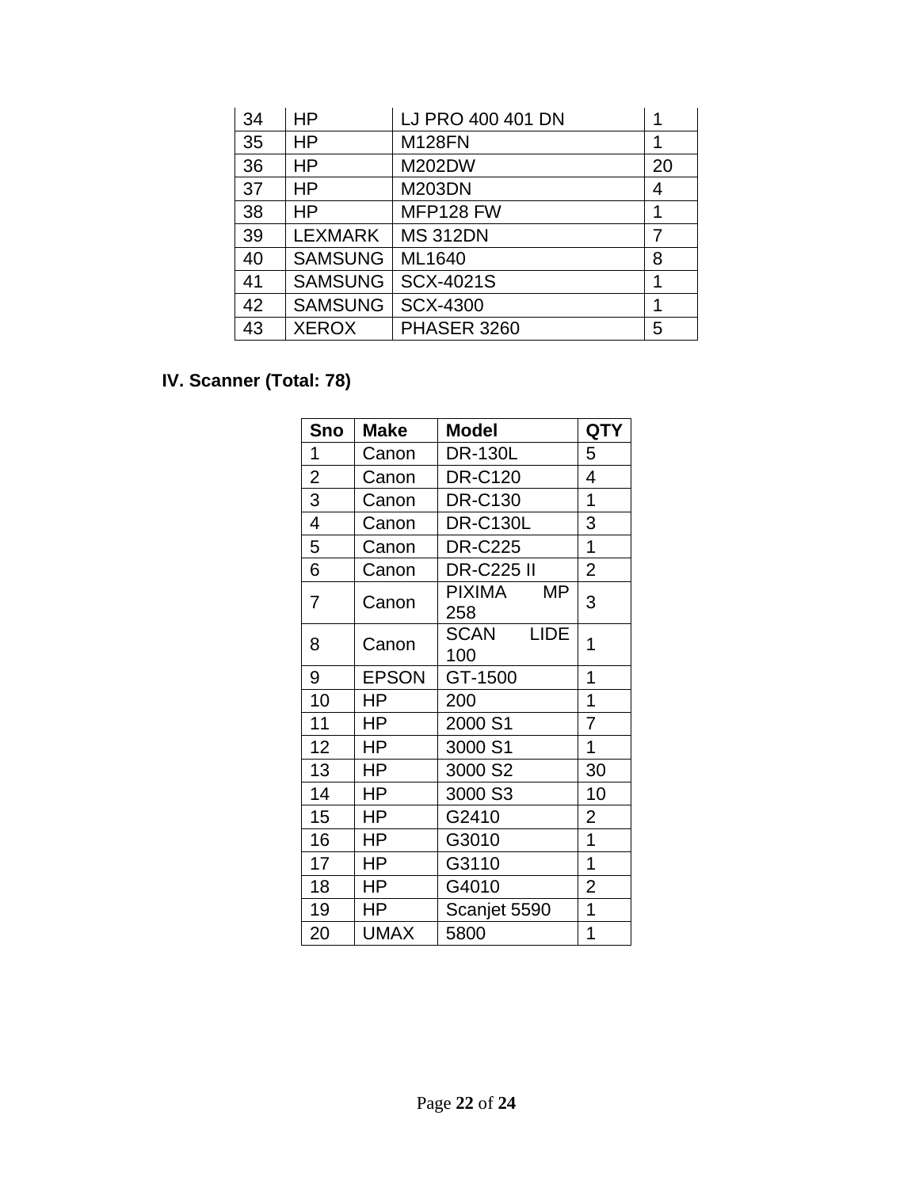| | | | |
|---|---|---|---|
| 34 | HP | LJ PRO 400 401 DN | 1 |
| 35 | HP | M128FN | 1 |
| 36 | HP | M202DW | 20 |
| 37 | HP | M203DN | 4 |
| 38 | HP | MFP128 FW | 1 |
| 39 | LEXMARK | MS 312DN | 7 |
| 40 | SAMSUNG | ML1640 | 8 |
| 41 | SAMSUNG | SCX-4021S | 1 |
| 42 | SAMSUNG | SCX-4300 | 1 |
| 43 | XEROX | PHASER 3260 | 5 |

**IV. Scanner (Total: 78)**

| Sno | Make | Model | QTY |
|---|---|---|---|
| 1 | Canon | DR-130L | 5 |
| 2 | Canon | DR-C120 | 4 |
| 3 | Canon | DR-C130 | 1 |
| 4 | Canon | DR-C130L | 3 |
| 5 | Canon | DR-C225 | 1 |
| 6 | Canon | DR-C225 II | 2 |
| 7 | Canon | PIXIMA MP 258 | 3 |
| 8 | Canon | SCAN LIDE 100 | 1 |
| 9 | EPSON | GT-1500 | 1 |
| 10 | HP | 200 | 1 |
| 11 | HP | 2000 S1 | 7 |
| 12 | HP | 3000 S1 | 1 |
| 13 | HP | 3000 S2 | 30 |
| 14 | HP | 3000 S3 | 10 |
| 15 | HP | G2410 | 2 |
| 16 | HP | G3010 | 1 |
| 17 | HP | G3110 | 1 |
| 18 | HP | G4010 | 2 |
| 19 | HP | Scanjet 5590 | 1 |
| 20 | UMAX | 5800 | 1 |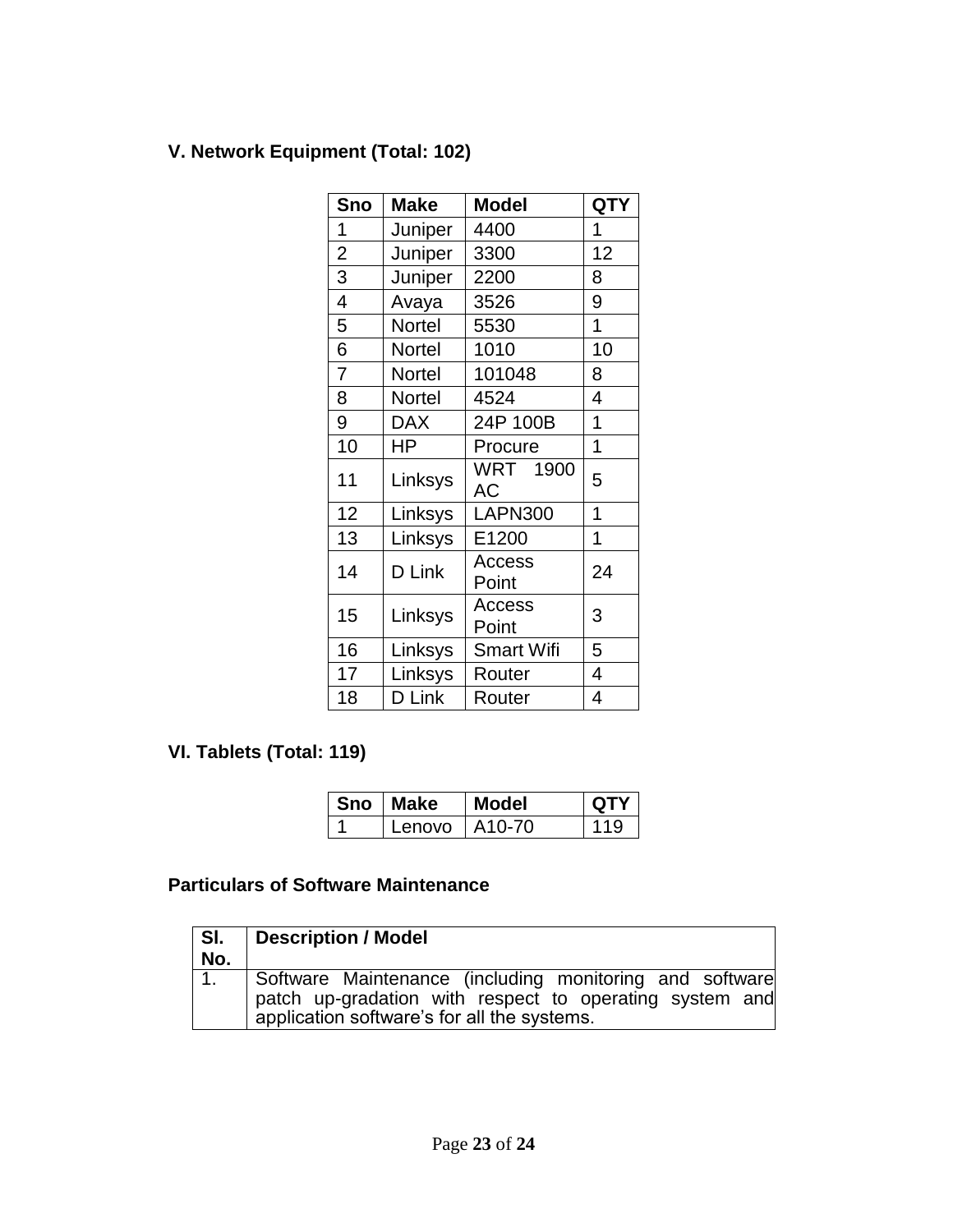### V. Network Equipment (Total: 102)

| Sno | Make | Model | QTY |
|---|---|---|---|
| 1 | Juniper | 4400 | 1 |
| 2 | Juniper | 3300 | 12 |
| 3 | Juniper | 2200 | 8 |
| 4 | Avaya | 3526 | 9 |
| 5 | Nortel | 5530 | 1 |
| 6 | Nortel | 1010 | 10 |
| 7 | Nortel | 101048 | 8 |
| 8 | Nortel | 4524 | 4 |
| 9 | DAX | 24P 100B | 1 |
| 10 | HP | Procure | 1 |
| 11 | Linksys | WRT 1900 AC | 5 |
| 12 | Linksys | LAPN300 | 1 |
| 13 | Linksys | E1200 | 1 |
| 14 | D Link | Access Point | 24 |
| 15 | Linksys | Access Point | 3 |
| 16 | Linksys | Smart Wifi | 5 |
| 17 | Linksys | Router | 4 |
| 18 | D Link | Router | 4 |

### VI. Tablets (Total: 119)

| Sno | Make | Model | QTY |
|---|---|---|---|
| 1 | Lenovo | A10-70 | 119 |

### Particulars of Software Maintenance

| Sl. No. | Description / Model |
|---|---|
| 1. | Software Maintenance (including monitoring and software patch up-gradation with respect to operating system and application software's for all the systems. |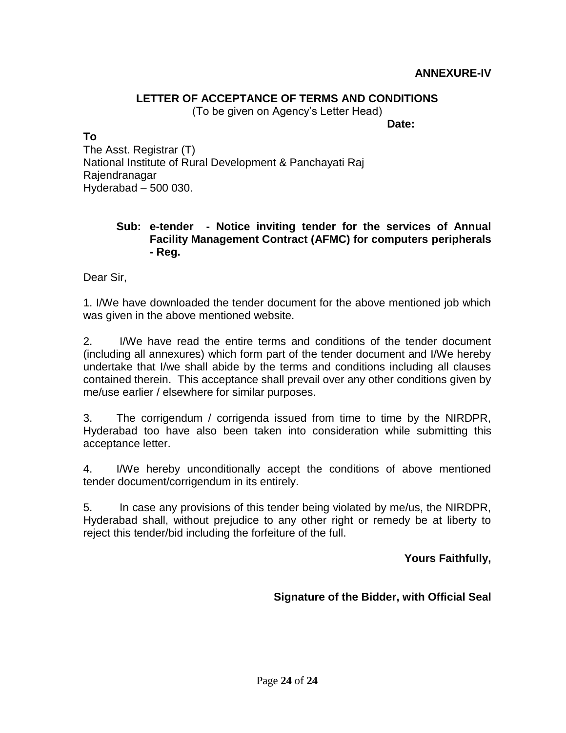**ANNEXURE-IV**

**LETTER OF ACCEPTANCE OF TERMS AND CONDITIONS**

(To be given on Agency's Letter Head)

**Date:**

**To**

The Asst. Registrar (T)
National Institute of Rural Development & Panchayati Raj
Rajendranagar
Hyderabad – 500 030.

**Sub: e-tender - Notice inviting tender for the services of Annual Facility Management Contract (AFMC) for computers peripherals - Reg.**

Dear Sir,

1. I/We have downloaded the tender document for the above mentioned job which was given in the above mentioned website.

2. I/We have read the entire terms and conditions of the tender document (including all annexures) which form part of the tender document and I/We hereby undertake that I/we shall abide by the terms and conditions including all clauses contained therein. This acceptance shall prevail over any other conditions given by me/use earlier / elsewhere for similar purposes.

3. The corrigendum / corrigenda issued from time to time by the NIRDPR, Hyderabad too have also been taken into consideration while submitting this acceptance letter.

4. I/We hereby unconditionally accept the conditions of above mentioned tender document/corrigendum in its entirely.

5. In case any provisions of this tender being violated by me/us, the NIRDPR, Hyderabad shall, without prejudice to any other right or remedy be at liberty to reject this tender/bid including the forfeiture of the full.

**Yours Faithfully,**

**Signature of the Bidder, with Official Seal**